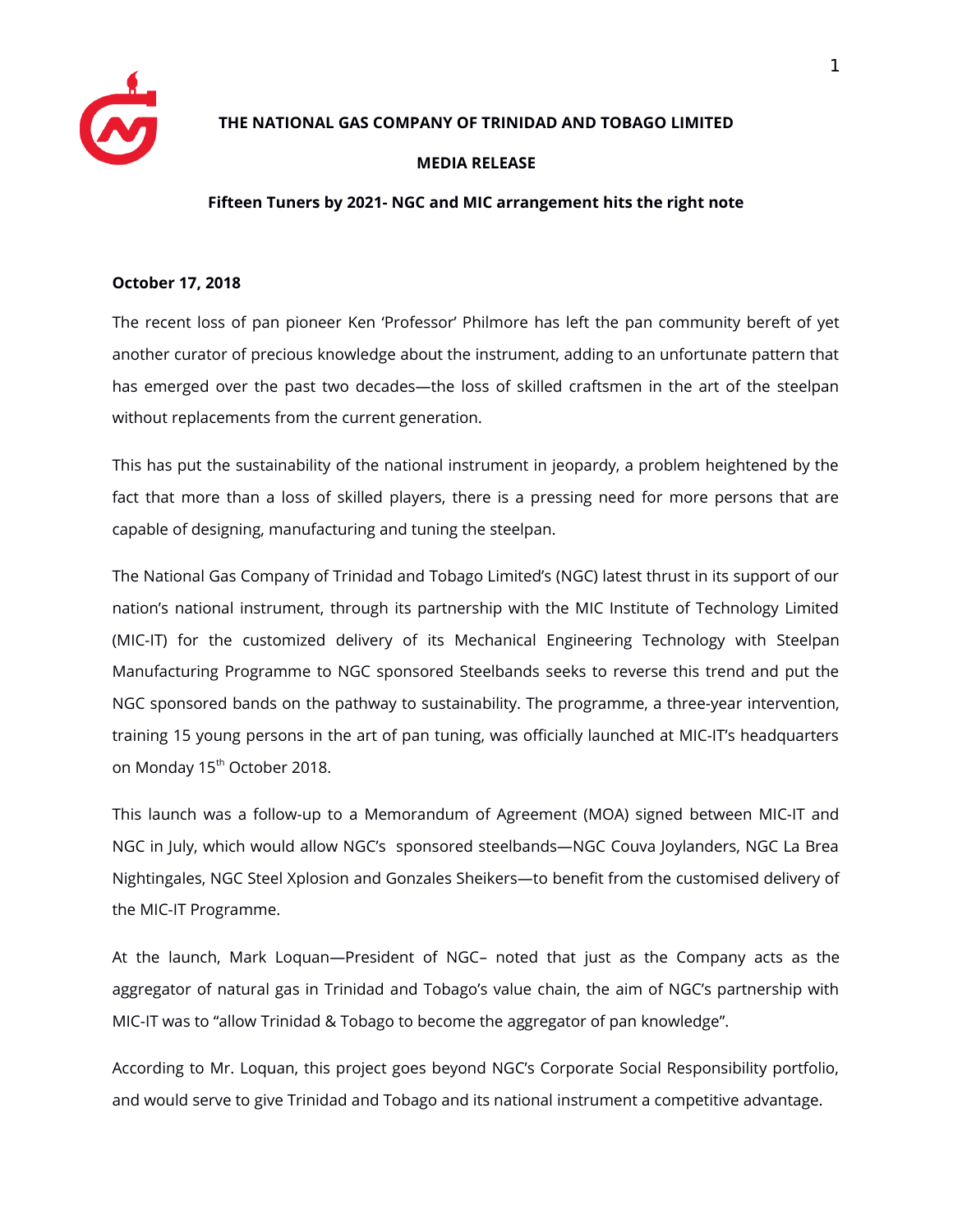# THE NATIONAL GAS COMPANY OF TRINIDAD AND TOBAGO LIMITED

## MEDIA RELEASE

### Fifteen Tuners by 2021- NGC and MIC arrangement hits the right note

**October 17, 2018**

The recent loss of pan pioneer Ken 'Professor' Philmore has left the pan community bereft of yet another curator of precious knowledge about the instrument, adding to an unfortunate pattern that has emerged over the past two decades—the loss of skilled craftsmen in the art of the steelpan without replacements from the current generation.

This has put the sustainability of the national instrument in jeopardy, a problem heightened by the fact that more than a loss of skilled players, there is a pressing need for more persons that are capable of designing, manufacturing and tuning the steelpan.

The National Gas Company of Trinidad and Tobago Limited's (NGC) latest thrust in its support of our nation's national instrument, through its partnership with the MIC Institute of Technology Limited (MIC-IT) for the customized delivery of its Mechanical Engineering Technology with Steelpan Manufacturing Programme to NGC sponsored Steelbands seeks to reverse this trend and put the NGC sponsored bands on the pathway to sustainability. The programme, a three-year intervention, training 15 young persons in the art of pan tuning, was officially launched at MIC-IT's headquarters on Monday 15th October 2018.

This launch was a follow-up to a Memorandum of Agreement (MOA) signed between MIC-IT and NGC in July, which would allow NGC's sponsored steelbands—NGC Couva Joylanders, NGC La Brea Nightingales, NGC Steel Xplosion and Gonzales Sheikers—to benefit from the customised delivery of the MIC-IT Programme.

At the launch, Mark Loquan—President of NGC– noted that just as the Company acts as the aggregator of natural gas in Trinidad and Tobago's value chain, the aim of NGC's partnership with MIC-IT was to "allow Trinidad & Tobago to become the aggregator of pan knowledge".

According to Mr. Loquan, this project goes beyond NGC's Corporate Social Responsibility portfolio, and would serve to give Trinidad and Tobago and its national instrument a competitive advantage.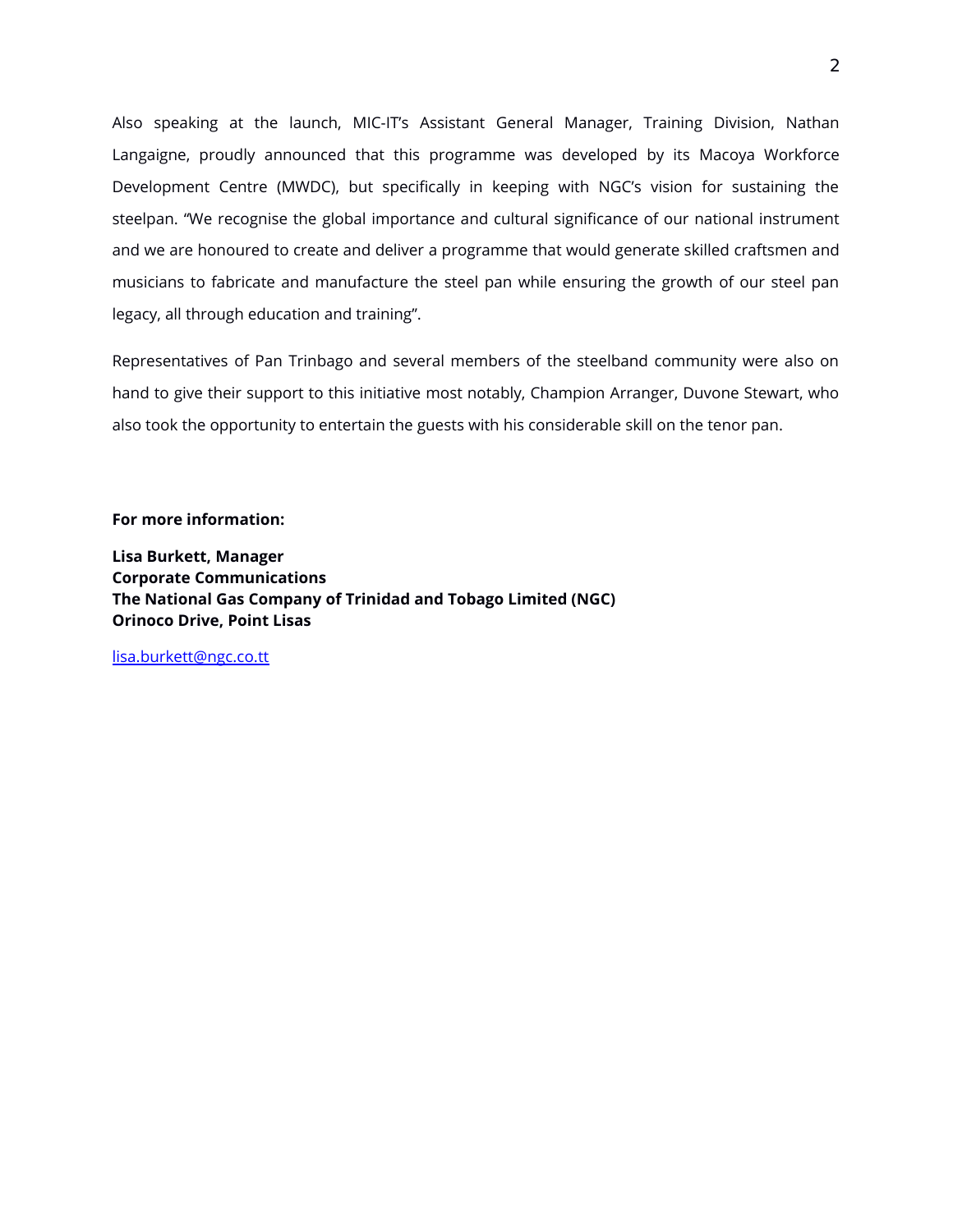Also speaking at the launch, MIC-IT's Assistant General Manager, Training Division, Nathan Langaigne, proudly announced that this programme was developed by its Macoya Workforce Development Centre (MWDC), but specifically in keeping with NGC's vision for sustaining the steelpan. "We recognise the global importance and cultural significance of our national instrument and we are honoured to create and deliver a programme that would generate skilled craftsmen and musicians to fabricate and manufacture the steel pan while ensuring the growth of our steel pan legacy, all through education and training".

Representatives of Pan Trinbago and several members of the steelband community were also on hand to give their support to this initiative most notably, Champion Arranger, Duvone Stewart, who also took the opportunity to entertain the guests with his considerable skill on the tenor pan.

**For more information:**

**Lisa Burkett, Manager**
**Corporate Communications**
**The National Gas Company of Trinidad and Tobago Limited (NGC)**
**Orinoco Drive, Point Lisas**

lisa.burkett@ngc.co.tt